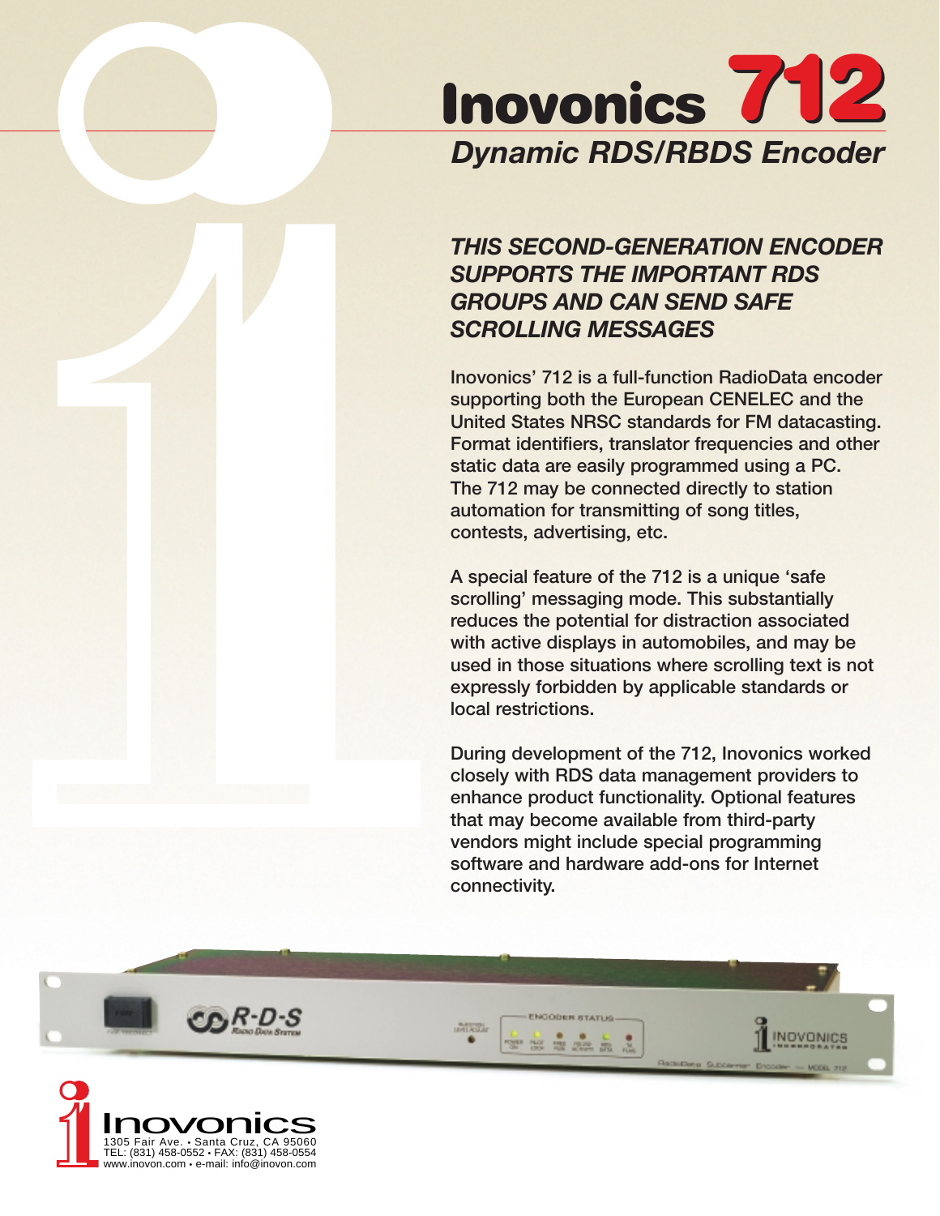# Inovonics 712

## *Dynamic RDS/RBDS Encoder*

### *THIS SECOND-GENERATION ENCODER SUPPORTS THE IMPORTANT RDS GROUPS AND CAN SEND SAFE SCROLLING MESSAGES*

Inovonics' 712 is a full-function RadioData encoder supporting both the European CENELEC and the United States NRSC standards for FM datacasting. Format identifiers, translator frequencies and other static data are easily programmed using a PC. The 712 may be connected directly to station automation for transmitting of song titles, contests, advertising, etc.

A special feature of the 712 is a unique 'safe scrolling' messaging mode. This substantially reduces the potential for distraction associated with active displays in automobiles, and may be used in those situations where scrolling text is not expressly forbidden by applicable standards or local restrictions.

During development of the 712, Inovonics worked closely with RDS data management providers to enhance product functionality. Optional features that may become available from third-party vendors might include special programming software and hardware add-ons for Internet connectivity.

Inovonics
1305 Fair Ave. • Santa Cruz, CA 95060
TEL: (831) 458-0552 • FAX: (831) 458-0554
www.inovon.com • e-mail: info@inovon.com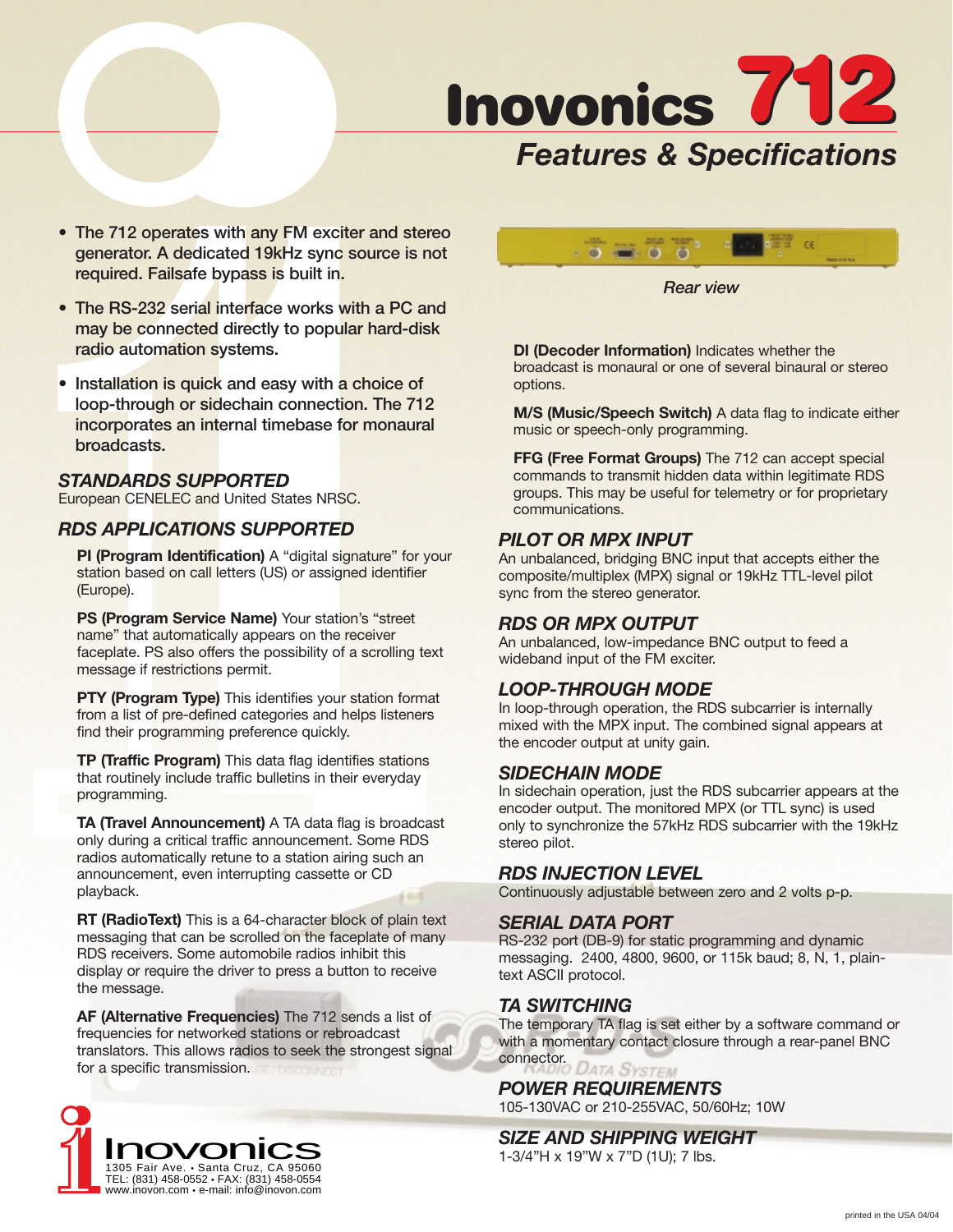# Inovonics 712

## *Features & Specifications*

- The 712 operates with any FM exciter and stereo generator. A dedicated 19kHz sync source is not required. Failsafe bypass is built in.
- The RS-232 serial interface works with a PC and may be connected directly to popular hard-disk radio automation systems.
- Installation is quick and easy with a choice of loop-through or sidechain connection. The 712 incorporates an internal timebase for monaural broadcasts.

### *STANDARDS SUPPORTED*

European CENELEC and United States NRSC.

### *RDS APPLICATIONS SUPPORTED*

**PI (Program Identification)** A "digital signature" for your station based on call letters (US) or assigned identifier (Europe).

**PS (Program Service Name)** Your station's "street name" that automatically appears on the receiver faceplate. PS also offers the possibility of a scrolling text message if restrictions permit.

**PTY (Program Type)** This identifies your station format from a list of pre-defined categories and helps listeners find their programming preference quickly.

**TP (Traffic Program)** This data flag identifies stations that routinely include traffic bulletins in their everyday programming.

**TA (Travel Announcement)** A TA data flag is broadcast only during a critical traffic announcement. Some RDS radios automatically retune to a station airing such an announcement, even interrupting cassette or CD playback.

**RT (RadioText)** This is a 64-character block of plain text messaging that can be scrolled on the faceplate of many RDS receivers. Some automobile radios inhibit this display or require the driver to press a button to receive the message.

**AF (Alternative Frequencies)** The 712 sends a list of frequencies for networked stations or rebroadcast translators. This allows radios to seek the strongest signal for a specific transmission.

*Rear view*

**DI (Decoder Information)** Indicates whether the broadcast is monaural or one of several binaural or stereo options.

**M/S (Music/Speech Switch)** A data flag to indicate either music or speech-only programming.

**FFG (Free Format Groups)** The 712 can accept special commands to transmit hidden data within legitimate RDS groups. This may be useful for telemetry or for proprietary communications.

### *PILOT OR MPX INPUT*

An unbalanced, bridging BNC input that accepts either the composite/multiplex (MPX) signal or 19kHz TTL-level pilot sync from the stereo generator.

### *RDS OR MPX OUTPUT*

An unbalanced, low-impedance BNC output to feed a wideband input of the FM exciter.

### *LOOP-THROUGH MODE*

In loop-through operation, the RDS subcarrier is internally mixed with the MPX input. The combined signal appears at the encoder output at unity gain.

### *SIDECHAIN MODE*

In sidechain operation, just the RDS subcarrier appears at the encoder output. The monitored MPX (or TTL sync) is used only to synchronize the 57kHz RDS subcarrier with the 19kHz stereo pilot.

### *RDS INJECTION LEVEL*

Continuously adjustable between zero and 2 volts p-p.

### *SERIAL DATA PORT*

RS-232 port (DB-9) for static programming and dynamic messaging. 2400, 4800, 9600, or 115k baud; 8, N, 1, plain-text ASCII protocol.

### *TA SWITCHING*

The temporary TA flag is set either by a software command or with a momentary contact closure through a rear-panel BNC connector.

### *POWER REQUIREMENTS*

105-130VAC or 210-255VAC, 50/60Hz; 10W

### *SIZE AND SHIPPING WEIGHT*

1-3/4"H x 19"W x 7"D (1U); 7 lbs.

Inovonics
1305 Fair Ave. • Santa Cruz, CA 95060
TEL: (831) 458-0552 • FAX: (831) 458-0554
www.inovon.com • e-mail: info@inovon.com

printed in the USA 04/04